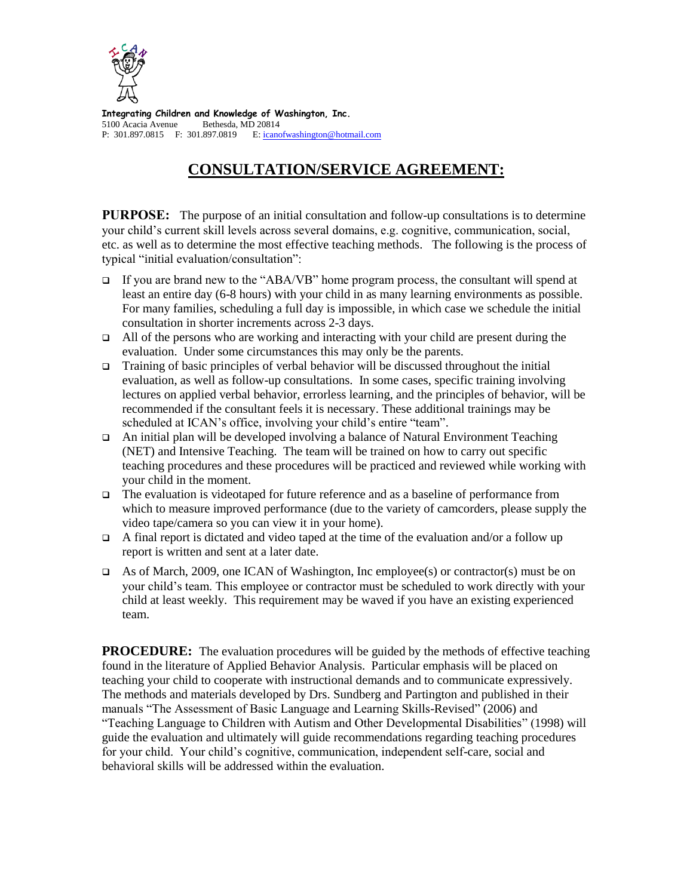**Integrating Children and Knowledge of Washington, Inc.**
5100 Acacia Avenue Bethesda, MD 20814
P: 301.897.0815 F: 301.897.0819 E: icanofwashington@hotmail.com

# CONSULTATION/SERVICE AGREEMENT:

**PURPOSE:** The purpose of an initial consultation and follow-up consultations is to determine your child's current skill levels across several domains, e.g. cognitive, communication, social, etc. as well as to determine the most effective teaching methods. The following is the process of typical "initial evaluation/consultation":

- If you are brand new to the "ABA/VB" home program process, the consultant will spend at least an entire day (6-8 hours) with your child in as many learning environments as possible. For many families, scheduling a full day is impossible, in which case we schedule the initial consultation in shorter increments across 2-3 days.
- All of the persons who are working and interacting with your child are present during the evaluation. Under some circumstances this may only be the parents.
- Training of basic principles of verbal behavior will be discussed throughout the initial evaluation, as well as follow-up consultations. In some cases, specific training involving lectures on applied verbal behavior, errorless learning, and the principles of behavior, will be recommended if the consultant feels it is necessary. These additional trainings may be scheduled at ICAN's office, involving your child's entire "team".
- An initial plan will be developed involving a balance of Natural Environment Teaching (NET) and Intensive Teaching. The team will be trained on how to carry out specific teaching procedures and these procedures will be practiced and reviewed while working with your child in the moment.
- The evaluation is videotaped for future reference and as a baseline of performance from which to measure improved performance (due to the variety of camcorders, please supply the video tape/camera so you can view it in your home).
- A final report is dictated and video taped at the time of the evaluation and/or a follow up report is written and sent at a later date.
- As of March, 2009, one ICAN of Washington, Inc employee(s) or contractor(s) must be on your child's team. This employee or contractor must be scheduled to work directly with your child at least weekly. This requirement may be waved if you have an existing experienced team.

**PROCEDURE:** The evaluation procedures will be guided by the methods of effective teaching found in the literature of Applied Behavior Analysis. Particular emphasis will be placed on teaching your child to cooperate with instructional demands and to communicate expressively. The methods and materials developed by Drs. Sundberg and Partington and published in their manuals "The Assessment of Basic Language and Learning Skills-Revised" (2006) and "Teaching Language to Children with Autism and Other Developmental Disabilities" (1998) will guide the evaluation and ultimately will guide recommendations regarding teaching procedures for your child. Your child's cognitive, communication, independent self-care, social and behavioral skills will be addressed within the evaluation.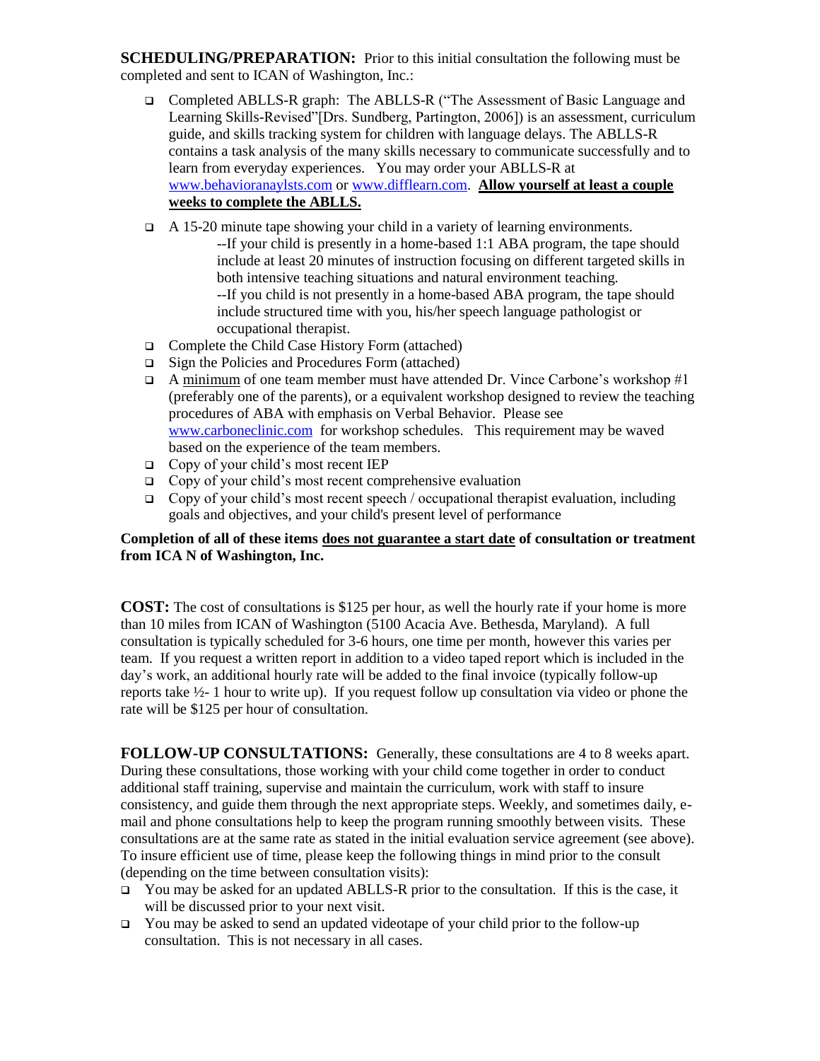**SCHEDULING/PREPARATION:** Prior to this initial consultation the following must be completed and sent to ICAN of Washington, Inc.:

- Completed ABLLS-R graph: The ABLLS-R ("The Assessment of Basic Language and Learning Skills-Revised"[Drs. Sundberg, Partington, 2006]) is an assessment, curriculum guide, and skills tracking system for children with language delays. The ABLLS-R contains a task analysis of the many skills necessary to communicate successfully and to learn from everyday experiences. You may order your ABLLS-R at www.behavioranaylsts.com or www.difflearn.com. **<u>Allow yourself at least a couple weeks to complete the ABLLS.</u>**
- A 15-20 minute tape showing your child in a variety of learning environments.
  - --If your child is presently in a home-based 1:1 ABA program, the tape should include at least 20 minutes of instruction focusing on different targeted skills in both intensive teaching situations and natural environment teaching.
  - --If you child is not presently in a home-based ABA program, the tape should include structured time with you, his/her speech language pathologist or occupational therapist.
- Complete the Child Case History Form (attached)
- Sign the Policies and Procedures Form (attached)
- A <u>minimum</u> of one team member must have attended Dr. Vince Carbone's workshop #1 (preferably one of the parents), or a equivalent workshop designed to review the teaching procedures of ABA with emphasis on Verbal Behavior. Please see www.carboneclinic.com for workshop schedules. This requirement may be waved based on the experience of the team members.
- Copy of your child's most recent IEP
- Copy of your child's most recent comprehensive evaluation
- Copy of your child's most recent speech / occupational therapist evaluation, including goals and objectives, and your child's present level of performance

**Completion of all of these items <u>does not guarantee a start date</u> of consultation or treatment from ICA N of Washington, Inc.**

**COST:** The cost of consultations is $125 per hour, as well the hourly rate if your home is more than 10 miles from ICAN of Washington (5100 Acacia Ave. Bethesda, Maryland). A full consultation is typically scheduled for 3-6 hours, one time per month, however this varies per team. If you request a written report in addition to a video taped report which is included in the day's work, an additional hourly rate will be added to the final invoice (typically follow-up reports take ½- 1 hour to write up). If you request follow up consultation via video or phone the rate will be $125 per hour of consultation.

**FOLLOW-UP CONSULTATIONS:** Generally, these consultations are 4 to 8 weeks apart. During these consultations, those working with your child come together in order to conduct additional staff training, supervise and maintain the curriculum, work with staff to insure consistency, and guide them through the next appropriate steps. Weekly, and sometimes daily, e-mail and phone consultations help to keep the program running smoothly between visits. These consultations are at the same rate as stated in the initial evaluation service agreement (see above). To insure efficient use of time, please keep the following things in mind prior to the consult (depending on the time between consultation visits):

- You may be asked for an updated ABLLS-R prior to the consultation. If this is the case, it will be discussed prior to your next visit.
- You may be asked to send an updated videotape of your child prior to the follow-up consultation. This is not necessary in all cases.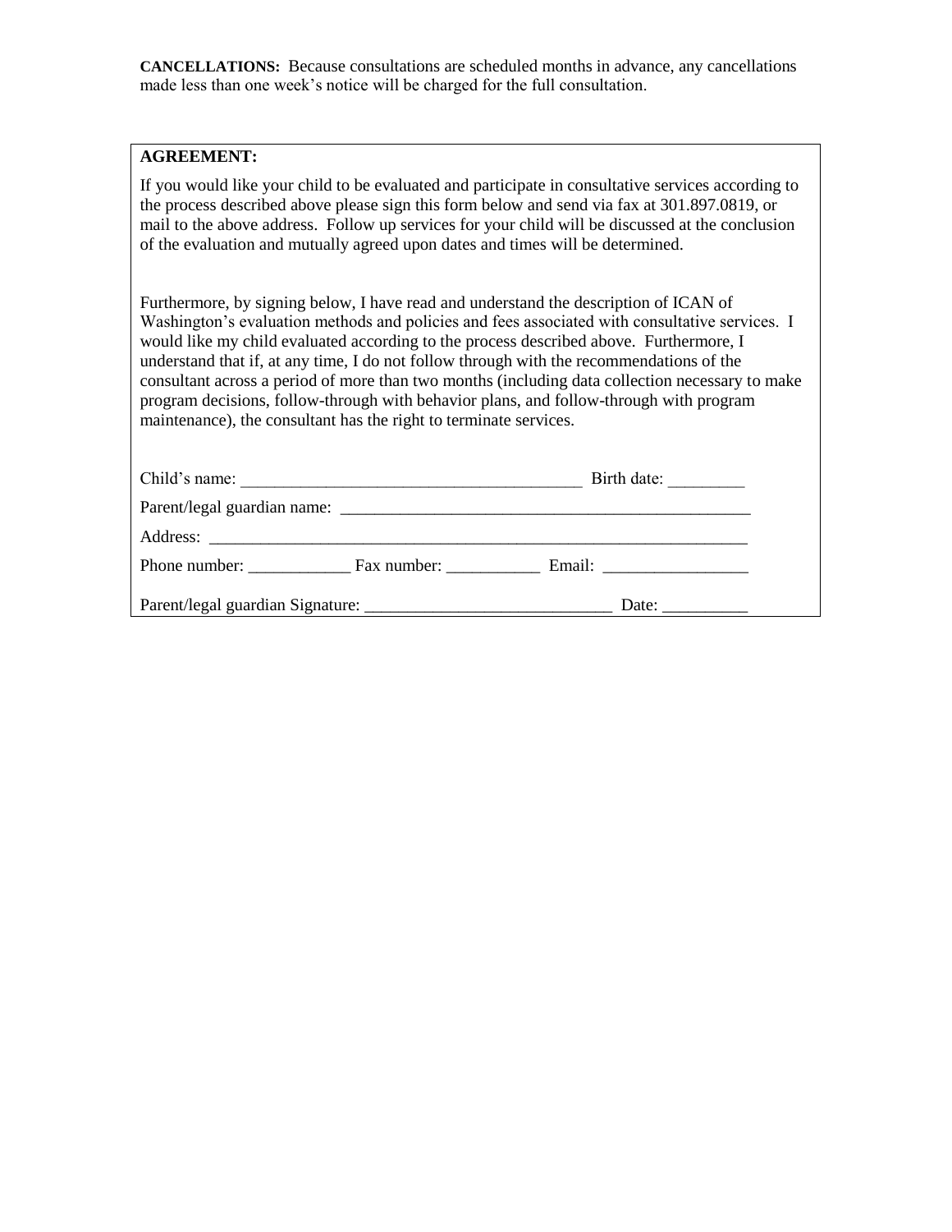**CANCELLATIONS:** Because consultations are scheduled months in advance, any cancellations made less than one week's notice will be charged for the full consultation.

**AGREEMENT:**

If you would like your child to be evaluated and participate in consultative services according to the process described above please sign this form below and send via fax at 301.897.0819, or mail to the above address. Follow up services for your child will be discussed at the conclusion of the evaluation and mutually agreed upon dates and times will be determined.

Furthermore, by signing below, I have read and understand the description of ICAN of Washington's evaluation methods and policies and fees associated with consultative services. I would like my child evaluated according to the process described above. Furthermore, I understand that if, at any time, I do not follow through with the recommendations of the consultant across a period of more than two months (including data collection necessary to make program decisions, follow-through with behavior plans, and follow-through with program maintenance), the consultant has the right to terminate services.

Child's name: ________________________________________ Birth date: _________

Parent/legal guardian name: ________________________________________________

Address: _________________________________________________________________

Phone number: ____________ Fax number: ___________ Email: _________________

Parent/legal guardian Signature: _____________________________ Date: __________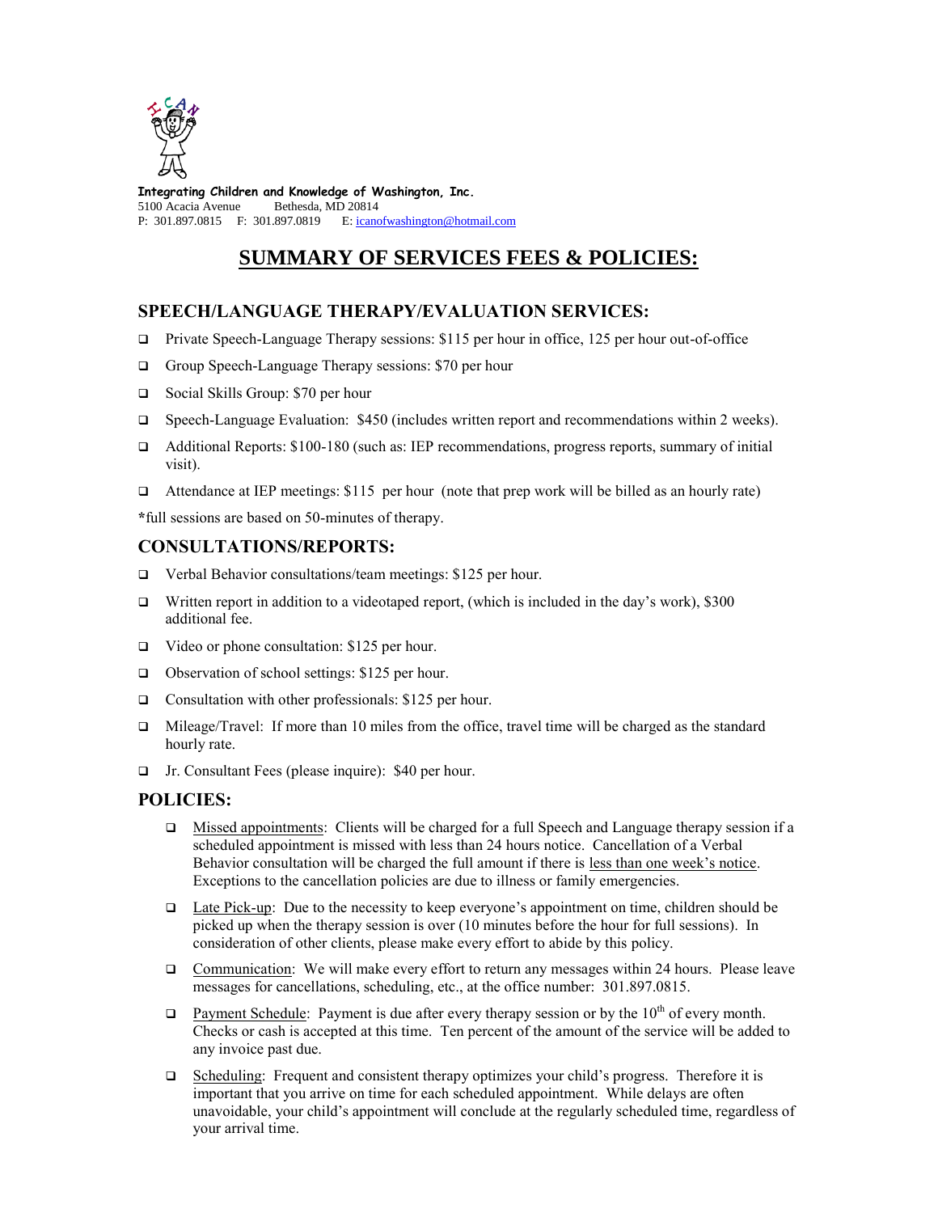**Integrating Children and Knowledge of Washington, Inc.**
5100 Acacia Avenue Bethesda, MD 20814
P: 301.897.0815 F: 301.897.0819 E: icanofwashington@hotmail.com

# SUMMARY OF SERVICES FEES & POLICIES:

## SPEECH/LANGUAGE THERAPY/EVALUATION SERVICES:

- Private Speech-Language Therapy sessions: $115 per hour in office, 125 per hour out-of-office
- Group Speech-Language Therapy sessions: $70 per hour
- Social Skills Group: $70 per hour
- Speech-Language Evaluation: $450 (includes written report and recommendations within 2 weeks).
- Additional Reports: $100-180 (such as: IEP recommendations, progress reports, summary of initial visit).
- Attendance at IEP meetings: $115 per hour (note that prep work will be billed as an hourly rate)

**\***full sessions are based on 50-minutes of therapy.

## CONSULTATIONS/REPORTS:

- Verbal Behavior consultations/team meetings: $125 per hour.
- Written report in addition to a videotaped report, (which is included in the day's work), $300 additional fee.
- Video or phone consultation: $125 per hour.
- Observation of school settings: $125 per hour.
- Consultation with other professionals: $125 per hour.
- Mileage/Travel: If more than 10 miles from the office, travel time will be charged as the standard hourly rate.
- Jr. Consultant Fees (please inquire): $40 per hour.

## POLICIES:

- Missed appointments: Clients will be charged for a full Speech and Language therapy session if a scheduled appointment is missed with less than 24 hours notice. Cancellation of a Verbal Behavior consultation will be charged the full amount if there is less than one week's notice. Exceptions to the cancellation policies are due to illness or family emergencies.
- Late Pick-up: Due to the necessity to keep everyone's appointment on time, children should be picked up when the therapy session is over (10 minutes before the hour for full sessions). In consideration of other clients, please make every effort to abide by this policy.
- Communication: We will make every effort to return any messages within 24 hours. Please leave messages for cancellations, scheduling, etc., at the office number: 301.897.0815.
- Payment Schedule: Payment is due after every therapy session or by the 10th of every month. Checks or cash is accepted at this time. Ten percent of the amount of the service will be added to any invoice past due.
- Scheduling: Frequent and consistent therapy optimizes your child's progress. Therefore it is important that you arrive on time for each scheduled appointment. While delays are often unavoidable, your child's appointment will conclude at the regularly scheduled time, regardless of your arrival time.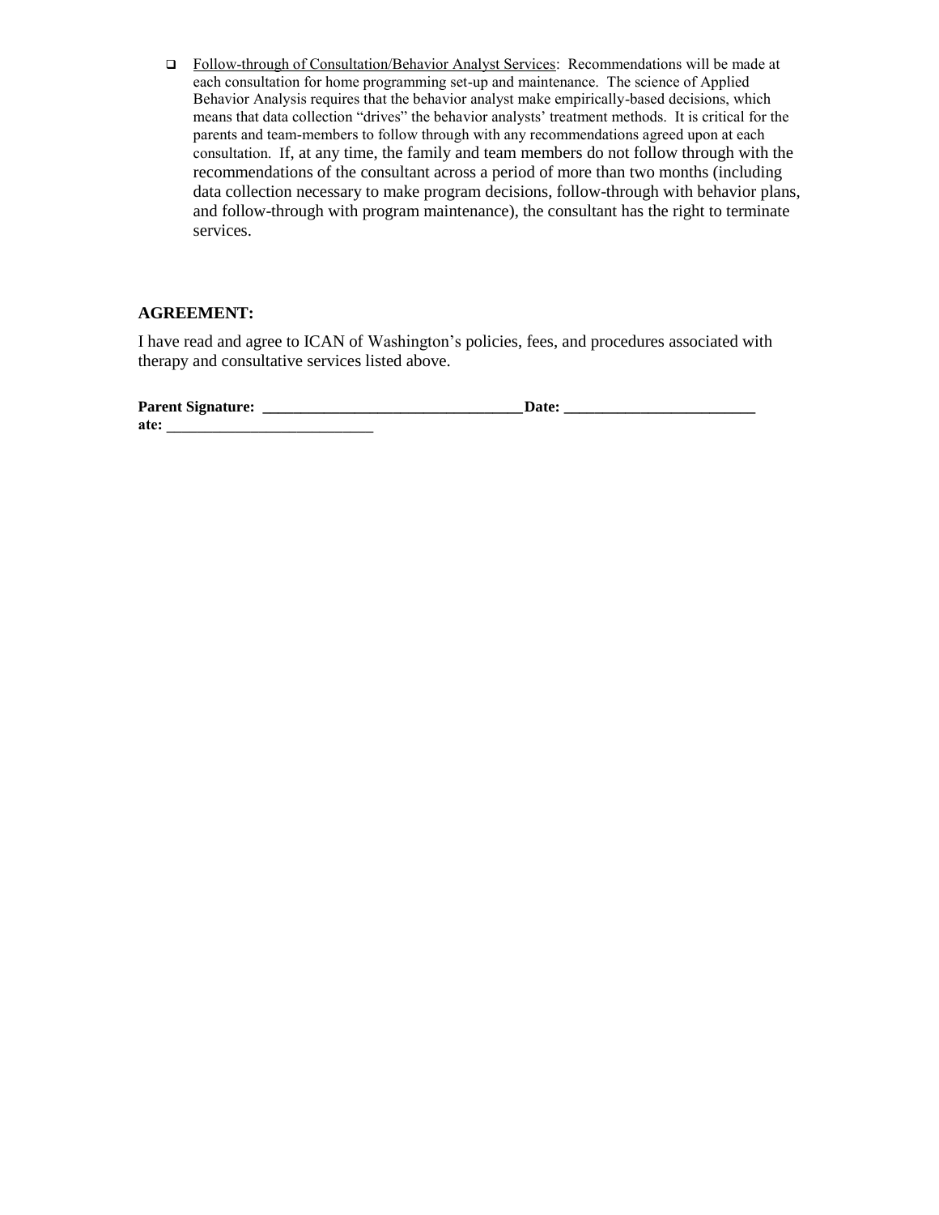- <u>Follow-through of Consultation/Behavior Analyst Services</u>: Recommendations will be made at each consultation for home programming set-up and maintenance. The science of Applied Behavior Analysis requires that the behavior analyst make empirically-based decisions, which means that data collection "drives" the behavior analysts' treatment methods. It is critical for the parents and team-members to follow through with any recommendations agreed upon at each consultation. If, at any time, the family and team members do not follow through with the recommendations of the consultant across a period of more than two months (including data collection necessary to make program decisions, follow-through with behavior plans, and follow-through with program maintenance), the consultant has the right to terminate services.

**AGREEMENT:**

I have read and agree to ICAN of Washington's policies, fees, and procedures associated with therapy and consultative services listed above.

**Parent Signature: ________________________________ Date: ________________________**
**ate: __________________________**